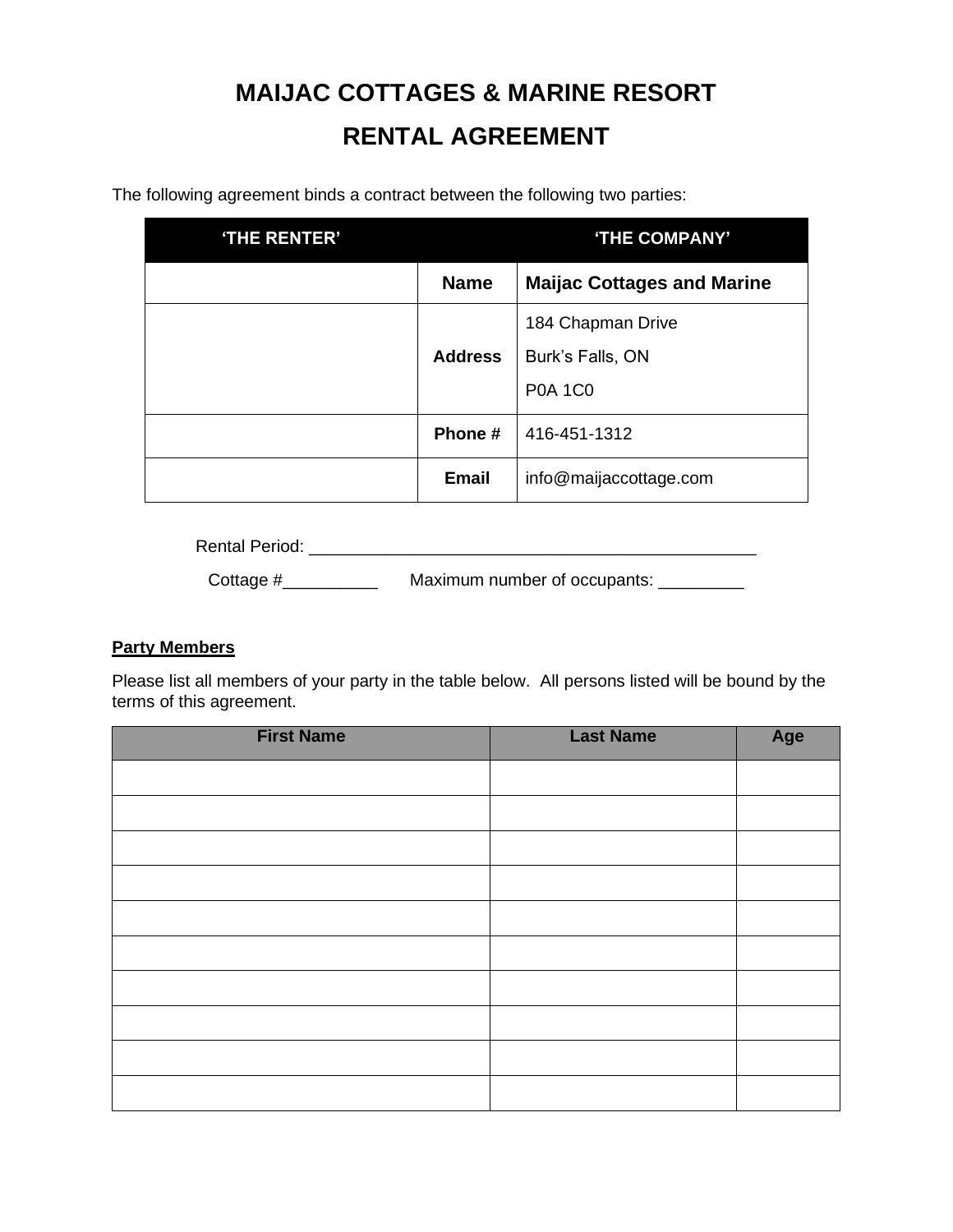# MAIJAC COTTAGES & MARINE RESORT

# RENTAL AGREEMENT

The following agreement binds a contract between the following two parties:

| 'THE RENTER' | | 'THE COMPANY' |
|---|---|---|
| | **Name** | **Maijac Cottages and Marine** |
| | **Address** | 184 Chapman Drive<br>Burk's Falls, ON<br>P0A 1C0 |
| | **Phone #** | 416-451-1312 |
| | **Email** | info@maijaccottage.com |

Rental Period: _______________________________________________

Cottage #__________ Maximum number of occupants: _________

**Party Members**

Please list all members of your party in the table below. All persons listed will be bound by the terms of this agreement.

| First Name | Last Name | Age |
|---|---|---|
| | | |
| | | |
| | | |
| | | |
| | | |
| | | |
| | | |
| | | |
| | | |
| | | |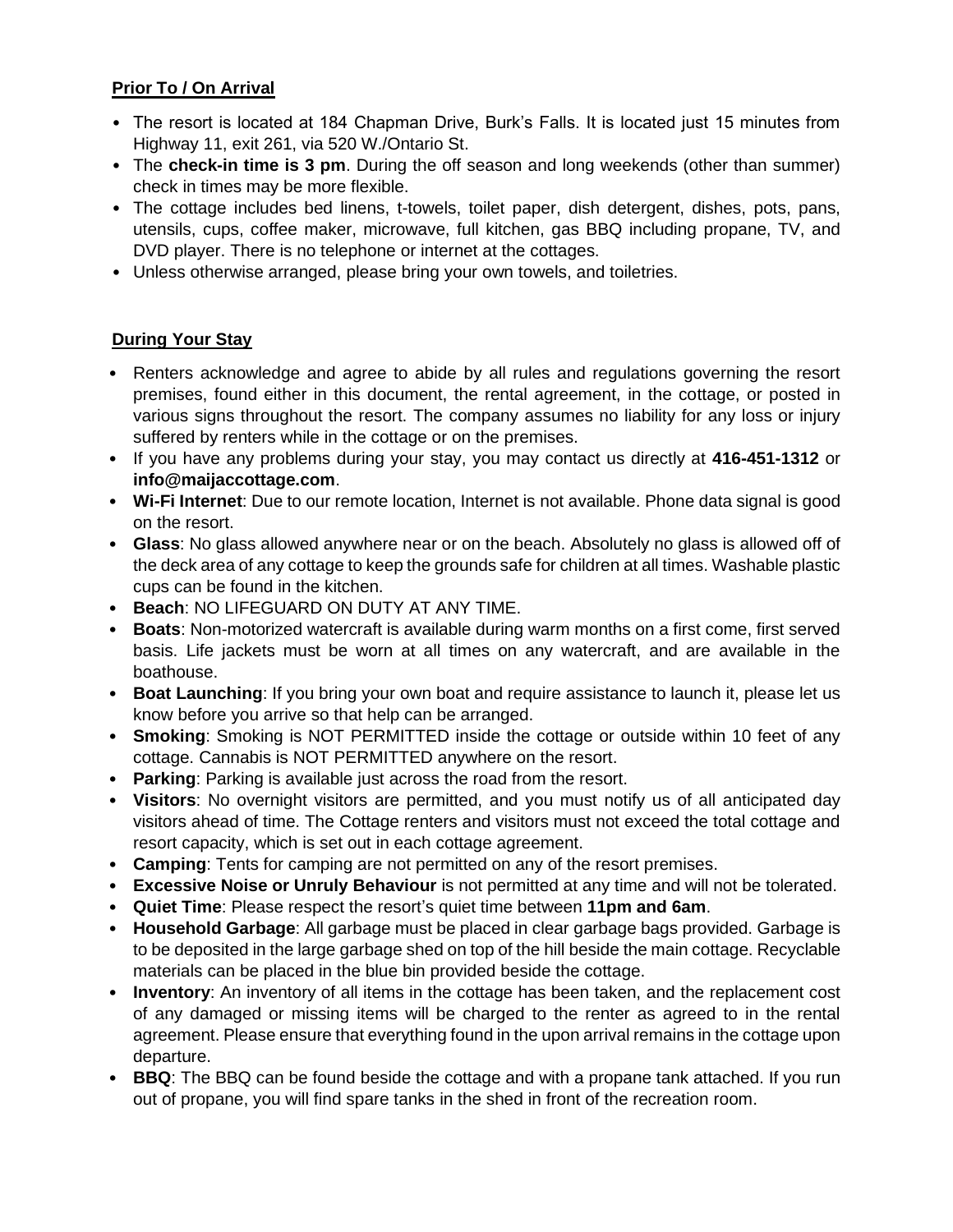**Prior To / On Arrival**

- The resort is located at 184 Chapman Drive, Burk's Falls. It is located just 15 minutes from Highway 11, exit 261, via 520 W./Ontario St.
- The **check-in time is 3 pm**. During the off season and long weekends (other than summer) check in times may be more flexible.
- The cottage includes bed linens, t-towels, toilet paper, dish detergent, dishes, pots, pans, utensils, cups, coffee maker, microwave, full kitchen, gas BBQ including propane, TV, and DVD player. There is no telephone or internet at the cottages.
- Unless otherwise arranged, please bring your own towels, and toiletries.

**During Your Stay**

- Renters acknowledge and agree to abide by all rules and regulations governing the resort premises, found either in this document, the rental agreement, in the cottage, or posted in various signs throughout the resort. The company assumes no liability for any loss or injury suffered by renters while in the cottage or on the premises.
- If you have any problems during your stay, you may contact us directly at **416-451-1312** or **info@maijaccottage.com**.
- **Wi-Fi Internet**: Due to our remote location, Internet is not available. Phone data signal is good on the resort.
- **Glass**: No glass allowed anywhere near or on the beach. Absolutely no glass is allowed off of the deck area of any cottage to keep the grounds safe for children at all times. Washable plastic cups can be found in the kitchen.
- **Beach**: NO LIFEGUARD ON DUTY AT ANY TIME.
- **Boats**: Non-motorized watercraft is available during warm months on a first come, first served basis. Life jackets must be worn at all times on any watercraft, and are available in the boathouse.
- **Boat Launching**: If you bring your own boat and require assistance to launch it, please let us know before you arrive so that help can be arranged.
- **Smoking**: Smoking is NOT PERMITTED inside the cottage or outside within 10 feet of any cottage. Cannabis is NOT PERMITTED anywhere on the resort.
- **Parking**: Parking is available just across the road from the resort.
- **Visitors**: No overnight visitors are permitted, and you must notify us of all anticipated day visitors ahead of time. The Cottage renters and visitors must not exceed the total cottage and resort capacity, which is set out in each cottage agreement.
- **Camping**: Tents for camping are not permitted on any of the resort premises.
- **Excessive Noise or Unruly Behaviour** is not permitted at any time and will not be tolerated.
- **Quiet Time**: Please respect the resort's quiet time between **11pm and 6am**.
- **Household Garbage**: All garbage must be placed in clear garbage bags provided. Garbage is to be deposited in the large garbage shed on top of the hill beside the main cottage. Recyclable materials can be placed in the blue bin provided beside the cottage.
- **Inventory**: An inventory of all items in the cottage has been taken, and the replacement cost of any damaged or missing items will be charged to the renter as agreed to in the rental agreement. Please ensure that everything found in the upon arrival remains in the cottage upon departure.
- **BBQ**: The BBQ can be found beside the cottage and with a propane tank attached. If you run out of propane, you will find spare tanks in the shed in front of the recreation room.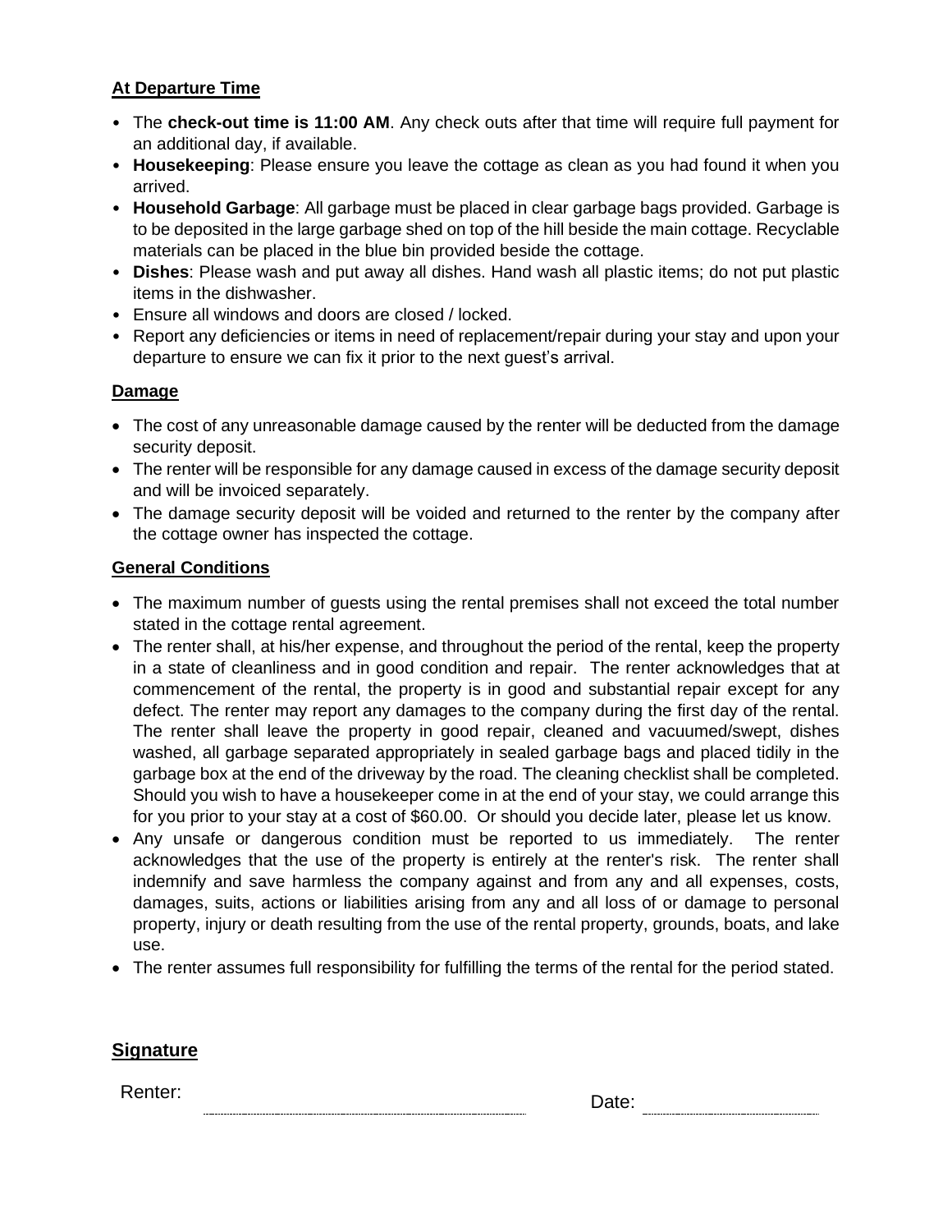**At Departure Time**

- The **check-out time is 11:00 AM**. Any check outs after that time will require full payment for an additional day, if available.
- **Housekeeping**: Please ensure you leave the cottage as clean as you had found it when you arrived.
- **Household Garbage**: All garbage must be placed in clear garbage bags provided. Garbage is to be deposited in the large garbage shed on top of the hill beside the main cottage. Recyclable materials can be placed in the blue bin provided beside the cottage.
- **Dishes**: Please wash and put away all dishes. Hand wash all plastic items; do not put plastic items in the dishwasher.
- Ensure all windows and doors are closed / locked.
- Report any deficiencies or items in need of replacement/repair during your stay and upon your departure to ensure we can fix it prior to the next guest's arrival.

**Damage**

- The cost of any unreasonable damage caused by the renter will be deducted from the damage security deposit.
- The renter will be responsible for any damage caused in excess of the damage security deposit and will be invoiced separately.
- The damage security deposit will be voided and returned to the renter by the company after the cottage owner has inspected the cottage.

**General Conditions**

- The maximum number of guests using the rental premises shall not exceed the total number stated in the cottage rental agreement.
- The renter shall, at his/her expense, and throughout the period of the rental, keep the property in a state of cleanliness and in good condition and repair. The renter acknowledges that at commencement of the rental, the property is in good and substantial repair except for any defect. The renter may report any damages to the company during the first day of the rental. The renter shall leave the property in good repair, cleaned and vacuumed/swept, dishes washed, all garbage separated appropriately in sealed garbage bags and placed tidily in the garbage box at the end of the driveway by the road. The cleaning checklist shall be completed. Should you wish to have a housekeeper come in at the end of your stay, we could arrange this for you prior to your stay at a cost of $60.00. Or should you decide later, please let us know.
- Any unsafe or dangerous condition must be reported to us immediately. The renter acknowledges that the use of the property is entirely at the renter's risk. The renter shall indemnify and save harmless the company against and from any and all expenses, costs, damages, suits, actions or liabilities arising from any and all loss of or damage to personal property, injury or death resulting from the use of the rental property, grounds, boats, and lake use.
- The renter assumes full responsibility for fulfilling the terms of the rental for the period stated.

## Signature

Renter: ____________________________ Date: ____________________